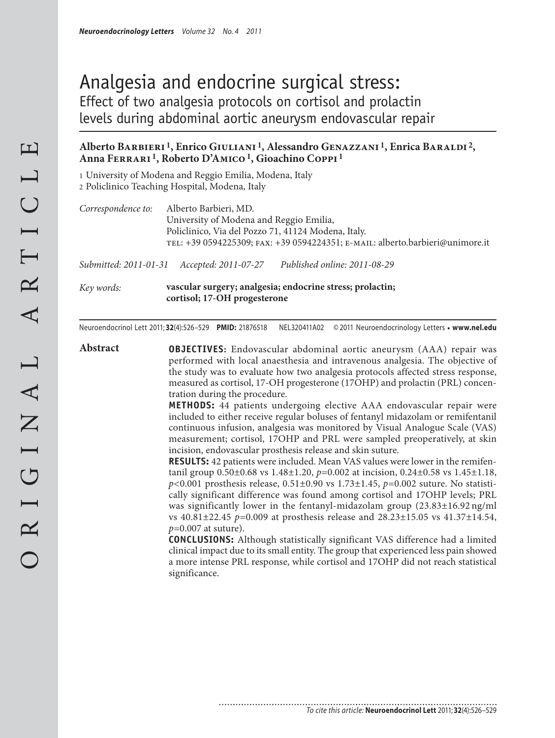# Analgesia and endocrine surgical stress:

## Effect of two analgesia protocols on cortisol and prolactin levels during abdominal aortic aneurysm endovascular repair

**Alberto Barbieri [1], Enrico Giuliani [1], Alessandro Genazzani [1], Enrica Baraldi [2], Anna Ferrari [1], Roberto D'Amico [1], Gioachino Coppi [1]**

1 University of Modena and Reggio Emilia, Modena, Italy
2 Policlinico Teaching Hospital, Modena, Italy

*Correspondence to:* Alberto Barbieri, MD.
University of Modena and Reggio Emilia,
Policlinico, Via del Pozzo 71, 41124 Modena, Italy.
TEL: +39 0594225309; FAX: +39 0594224351; E-MAIL: alberto.barbieri@unimore.it

*Submitted:* 2011-01-31 *Accepted:* 2011-07-27 *Published online:* 2011-08-29

*Key words:* **vascular surgery; analgesia; endocrine stress; prolactin; cortisol; 17-OH progesterone**

Neuroendocrinol Lett 2011; **32**(4):526–529 **PMID:** 21876518 NEL320411A02 © 2011 Neuroendocrinology Letters • **www.nel.edu**

## Abstract

**OBJECTIVES:** Endovascular abdominal aortic aneurysm (AAA) repair was performed with local anaesthesia and intravenous analgesia. The objective of the study was to evaluate how two analgesia protocols affected stress response, measured as cortisol, 17-OH progesterone (17OHP) and prolactin (PRL) concentration during the procedure.

**METHODS:** 44 patients undergoing elective AAA endovascular repair were included to either receive regular boluses of fentanyl midazolam or remifentanil continuous infusion, analgesia was monitored by Visual Analogue Scale (VAS) measurement; cortisol, 17OHP and PRL were sampled preoperatively, at skin incision, endovascular prosthesis release and skin suture.

**RESULTS:** 42 patients were included. Mean VAS values were lower in the remifentanil group 0.50±0.68 vs 1.48±1.20, $p$=0.002 at incision, 0.24±0.58 vs 1.45±1.18, $p$<0.001 prosthesis release, 0.51±0.90 vs 1.73±1.45, $p$=0.002 suture. No statistically significant difference was found among cortisol and 17OHP levels; PRL was significantly lower in the fentanyl-midazolam group (23.83±16.92 ng/ml vs 40.81±22.45 $p$=0.009 at prosthesis release and 28.23±15.05 vs 41.37±14.54, $p$=0.007 at suture).

**CONCLUSIONS:** Although statistically significant VAS difference had a limited clinical impact due to its small entity. The group that experienced less pain showed a more intense PRL response, while cortisol and 17OHP did not reach statistical significance.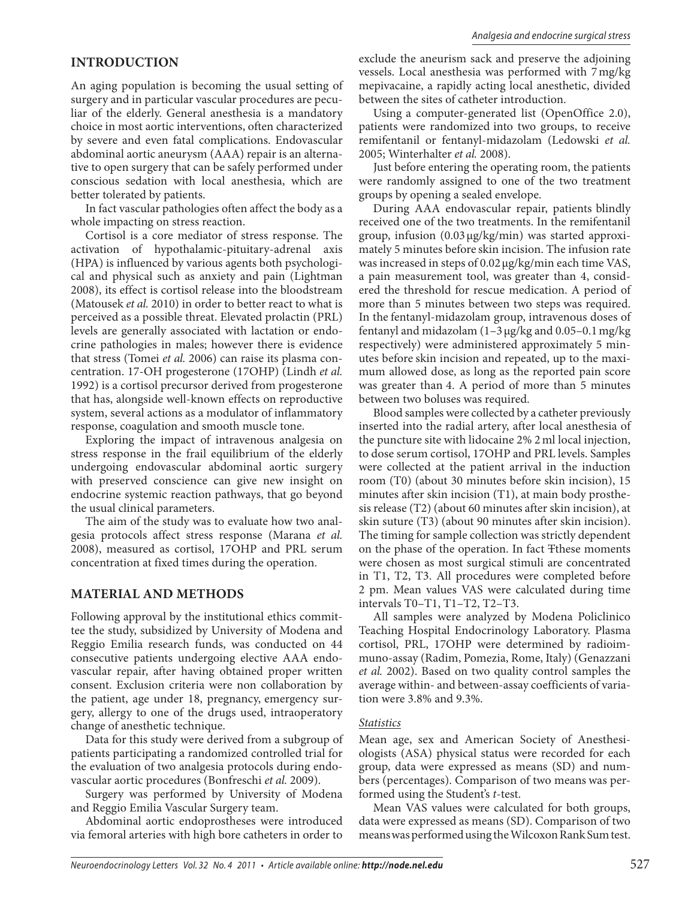## INTRODUCTION

An aging population is becoming the usual setting of surgery and in particular vascular procedures are peculiar of the elderly. General anesthesia is a mandatory choice in most aortic interventions, often characterized by severe and even fatal complications. Endovascular abdominal aortic aneurysm (AAA) repair is an alternative to open surgery that can be safely performed under conscious sedation with local anesthesia, which are better tolerated by patients.

In fact vascular pathologies often affect the body as a whole impacting on stress reaction.

Cortisol is a core mediator of stress response. The activation of hypothalamic-pituitary-adrenal axis (HPA) is influenced by various agents both psychological and physical such as anxiety and pain (Lightman 2008), its effect is cortisol release into the bloodstream (Matousek *et al.* 2010) in order to better react to what is perceived as a possible threat. Elevated prolactin (PRL) levels are generally associated with lactation or endocrine pathologies in males; however there is evidence that stress (Tomei *et al.* 2006) can raise its plasma concentration. 17-OH progesterone (17OHP) (Lindh *et al.* 1992) is a cortisol precursor derived from progesterone that has, alongside well-known effects on reproductive system, several actions as a modulator of inflammatory response, coagulation and smooth muscle tone.

Exploring the impact of intravenous analgesia on stress response in the frail equilibrium of the elderly undergoing endovascular abdominal aortic surgery with preserved conscience can give new insight on endocrine systemic reaction pathways, that go beyond the usual clinical parameters.

The aim of the study was to evaluate how two analgesia protocols affect stress response (Marana *et al.* 2008), measured as cortisol, 17OHP and PRL serum concentration at fixed times during the operation.

## MATERIAL AND METHODS

Following approval by the institutional ethics committee the study, subsidized by University of Modena and Reggio Emilia research funds, was conducted on 44 consecutive patients undergoing elective AAA endovascular repair, after having obtained proper written consent. Exclusion criteria were non collaboration by the patient, age under 18, pregnancy, emergency surgery, allergy to one of the drugs used, intraoperatory change of anesthetic technique.

Data for this study were derived from a subgroup of patients participating a randomized controlled trial for the evaluation of two analgesia protocols during endovascular aortic procedures (Bonfreschi *et al.* 2009).

Surgery was performed by University of Modena and Reggio Emilia Vascular Surgery team.

Abdominal aortic endoprostheses were introduced via femoral arteries with high bore catheters in order to exclude the aneurism sack and preserve the adjoining vessels. Local anesthesia was performed with 7 mg/kg mepivacaine, a rapidly acting local anesthetic, divided between the sites of catheter introduction.

Using a computer-generated list (OpenOffice 2.0), patients were randomized into two groups, to receive remifentanil or fentanyl-midazolam (Ledowski *et al.* 2005; Winterhalter *et al.* 2008).

Just before entering the operating room, the patients were randomly assigned to one of the two treatment groups by opening a sealed envelope.

During AAA endovascular repair, patients blindly received one of the two treatments. In the remifentanil group, infusion (0.03 μg/kg/min) was started approximately 5 minutes before skin incision. The infusion rate was increased in steps of 0.02 μg/kg/min each time VAS, a pain measurement tool, was greater than 4, considered the threshold for rescue medication. A period of more than 5 minutes between two steps was required. In the fentanyl-midazolam group, intravenous doses of fentanyl and midazolam (1–3 μg/kg and 0.05–0.1 mg/kg respectively) were administered approximately 5 minutes before skin incision and repeated, up to the maximum allowed dose, as long as the reported pain score was greater than 4. A period of more than 5 minutes between two boluses was required.

Blood samples were collected by a catheter previously inserted into the radial artery, after local anesthesia of the puncture site with lidocaine 2% 2 ml local injection, to dose serum cortisol, 17OHP and PRL levels. Samples were collected at the patient arrival in the induction room (T0) (about 30 minutes before skin incision), 15 minutes after skin incision (T1), at main body prosthesis release (T2) (about 60 minutes after skin incision), at skin suture (T3) (about 90 minutes after skin incision). The timing for sample collection was strictly dependent on the phase of the operation. In fact Tthese moments were chosen as most surgical stimuli are concentrated in T1, T2, T3. All procedures were completed before 2 pm. Mean values VAS were calculated during time intervals T0–T1, T1–T2, T2–T3.

All samples were analyzed by Modena Policlinico Teaching Hospital Endocrinology Laboratory. Plasma cortisol, PRL, 17OHP were determined by radioimmuno-assay (Radim, Pomezia, Rome, Italy) (Genazzani *et al.* 2002). Based on two quality control samples the average within- and between-assay coefficients of variation were 3.8% and 9.3%.

### *Statistics*

Mean age, sex and American Society of Anesthesiologists (ASA) physical status were recorded for each group, data were expressed as means (SD) and numbers (percentages). Comparison of two means was performed using the Student's *t*-test.

Mean VAS values were calculated for both groups, data were expressed as means (SD). Comparison of two means was performed using the Wilcoxon Rank Sum test.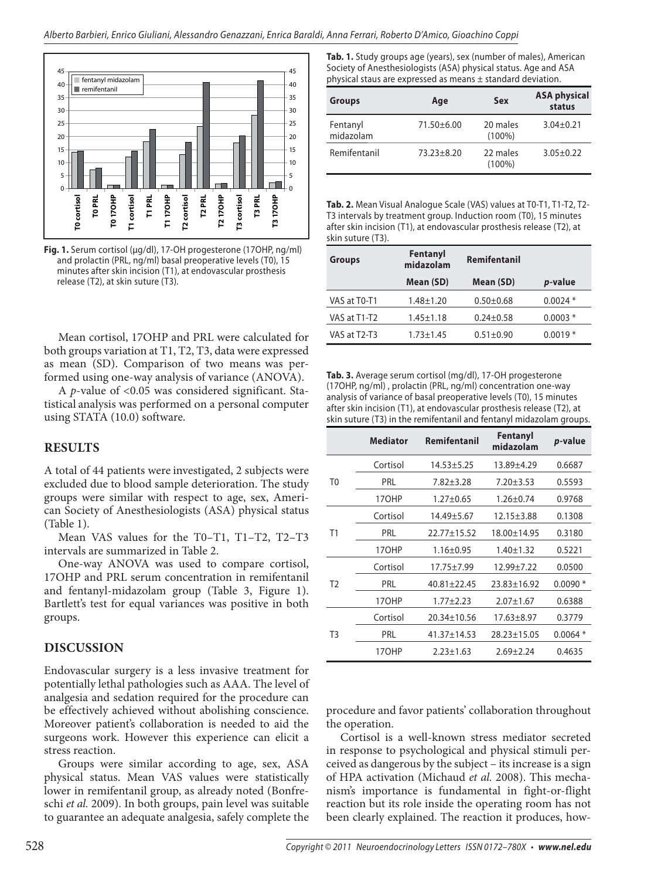Fig. 1. Serum cortisol (μg/dl), 17-OH progesterone (17OHP, ng/ml) and prolactin (PRL, ng/ml) basal preoperative levels (T0), 15 minutes after skin incision (T1), at endovascular prosthesis release (T2), at skin suture (T3).

Mean cortisol, 17OHP and PRL were calculated for both groups variation at T1, T2, T3, data were expressed as mean (SD). Comparison of two means was performed using one-way analysis of variance (ANOVA).

A *p*-value of <0.05 was considered significant. Statistical analysis was performed on a personal computer using STATA (10.0) software.

## RESULTS

A total of 44 patients were investigated, 2 subjects were excluded due to blood sample deterioration. The study groups were similar with respect to age, sex, American Society of Anesthesiologists (ASA) physical status (Table 1).

Mean VAS values for the T0–T1, T1–T2, T2–T3 intervals are summarized in Table 2.

One-way ANOVA was used to compare cortisol, 17OHP and PRL serum concentration in remifentanil and fentanyl-midazolam group (Table 3, Figure 1). Bartlett's test for equal variances was positive in both groups.

## DISCUSSION

Endovascular surgery is a less invasive treatment for potentially lethal pathologies such as AAA. The level of analgesia and sedation required for the procedure can be effectively achieved without abolishing conscience. Moreover patient's collaboration is needed to aid the surgeons work. However this experience can elicit a stress reaction.

Groups were similar according to age, sex, ASA physical status. Mean VAS values were statistically lower in remifentanil group, as already noted (Bonfreschi *et al.* 2009). In both groups, pain level was suitable to guarantee an adequate analgesia, safely complete the procedure and favor patients' collaboration throughout the operation.

Cortisol is a well-known stress mediator secreted in response to psychological and physical stimuli perceived as dangerous by the subject – its increase is a sign of HPA activation (Michaud *et al.* 2008). This mechanism's importance is fundamental in fight-or-flight reaction but its role inside the operating room has not been clearly explained. The reaction it produces, how-

**Tab. 1.** Study groups age (years), sex (number of males), American Society of Anesthesiologists (ASA) physical status. Age and ASA physical staus are expressed as means ± standard deviation.

| Groups | Age | Sex | ASA physical status |
|---|---|---|---|
| Fentanyl midazolam | 71.50±6.00 | 20 males (100%) | 3.04±0.21 |
| Remifentanil | 73.23±8.20 | 22 males (100%) | 3.05±0.22 |

**Tab. 2.** Mean Visual Analogue Scale (VAS) values at T0-T1, T1-T2, T2-T3 intervals by treatment group. Induction room (T0), 15 minutes after skin incision (T1), at endovascular prosthesis release (T2), at skin suture (T3).

| Groups | Fentanyl midazolam | Remifentanil | |
|---|---|---|---|
| | Mean (SD) | Mean (SD) | *p*-value |
| VAS at T0-T1 | 1.48±1.20 | 0.50±0.68 | 0.0024 * |
| VAS at T1-T2 | 1.45±1.18 | 0.24±0.58 | 0.0003 * |
| VAS at T2-T3 | 1.73±1.45 | 0.51±0.90 | 0.0019 * |

**Tab. 3.** Average serum cortisol (mg/dl), 17-OH progesterone (17OHP, ng/ml) , prolactin (PRL, ng/ml) concentration one-way analysis of variance of basal preoperative levels (T0), 15 minutes after skin incision (T1), at endovascular prosthesis release (T2), at skin suture (T3) in the remifentanil and fentanyl midazolam groups.

| | Mediator | Remifentanil | Fentanyl midazolam | *p*-value |
|---|---|---|---|---|
| T0 | Cortisol | 14.53±5.25 | 13.89±4.29 | 0.6687 |
| | PRL | 7.82±3.28 | 7.20±3.53 | 0.5593 |
| | 17OHP | 1.27±0.65 | 1.26±0.74 | 0.9768 |
| T1 | Cortisol | 14.49±5.67 | 12.15±3.88 | 0.1308 |
| | PRL | 22.77±15.52 | 18.00±14.95 | 0.3180 |
| | 17OHP | 1.16±0.95 | 1.40±1.32 | 0.5221 |
| T2 | Cortisol | 17.75±7.99 | 12.99±7.22 | 0.0500 |
| | PRL | 40.81±22.45 | 23.83±16.92 | 0.0090 * |
| | 17OHP | 1.77±2.23 | 2.07±1.67 | 0.6388 |
| T3 | Cortisol | 20.34±10.56 | 17.63±8.97 | 0.3779 |
| | PRL | 41.37±14.53 | 28.23±15.05 | 0.0064 * |
| | 17OHP | 2.23±1.63 | 2.69±2.24 | 0.4635 |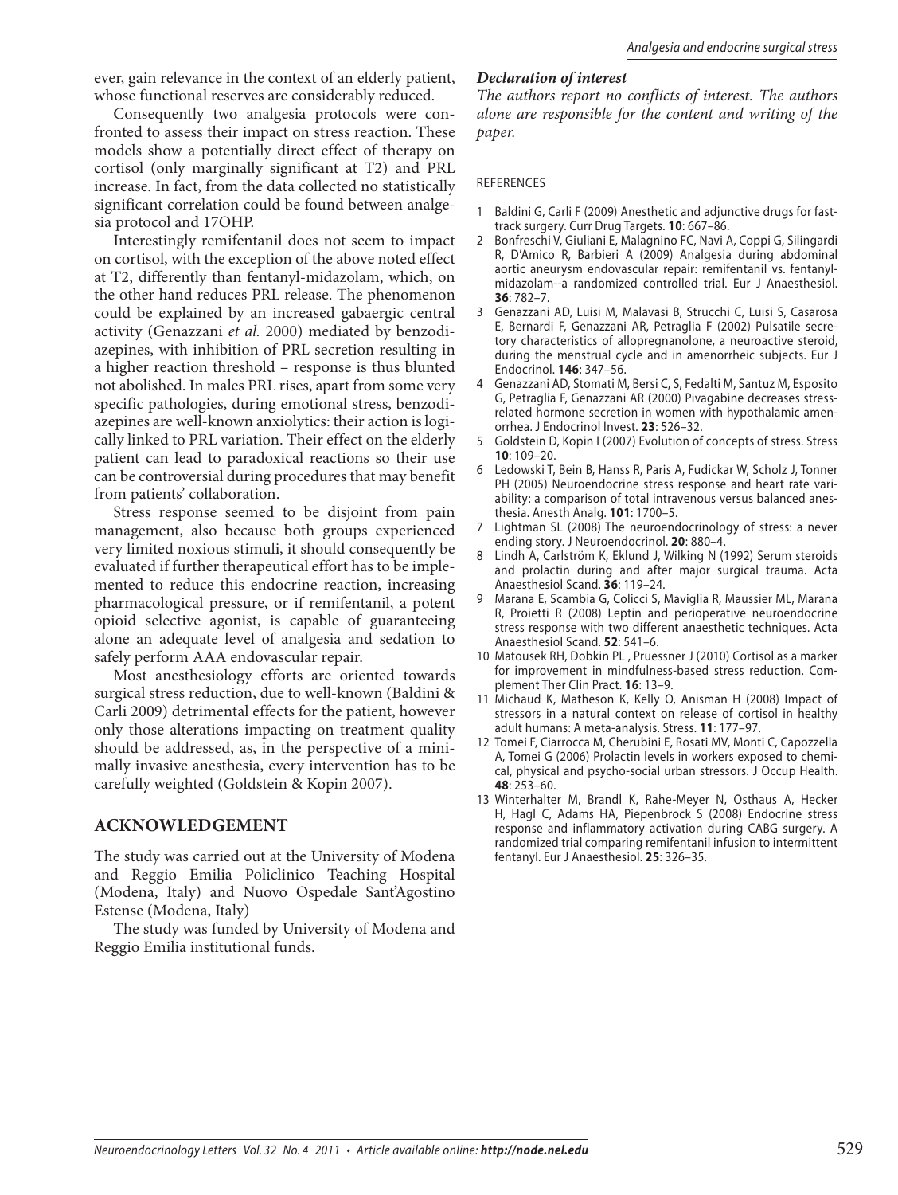ever, gain relevance in the context of an elderly patient, whose functional reserves are considerably reduced.

Consequently two analgesia protocols were confronted to assess their impact on stress reaction. These models show a potentially direct effect of therapy on cortisol (only marginally significant at T2) and PRL increase. In fact, from the data collected no statistically significant correlation could be found between analgesia protocol and 17OHP.

Interestingly remifentanil does not seem to impact on cortisol, with the exception of the above noted effect at T2, differently than fentanyl-midazolam, which, on the other hand reduces PRL release. The phenomenon could be explained by an increased gabaergic central activity (Genazzani *et al.* 2000) mediated by benzodiazepines, with inhibition of PRL secretion resulting in a higher reaction threshold – response is thus blunted not abolished. In males PRL rises, apart from some very specific pathologies, during emotional stress, benzodiazepines are well-known anxiolytics: their action is logically linked to PRL variation. Their effect on the elderly patient can lead to paradoxical reactions so their use can be controversial during procedures that may benefit from patients' collaboration.

Stress response seemed to be disjoint from pain management, also because both groups experienced very limited noxious stimuli, it should consequently be evaluated if further therapeutical effort has to be implemented to reduce this endocrine reaction, increasing pharmacological pressure, or if remifentanil, a potent opioid selective agonist, is capable of guaranteeing alone an adequate level of analgesia and sedation to safely perform AAA endovascular repair.

Most anesthesiology efforts are oriented towards surgical stress reduction, due to well-known (Baldini & Carli 2009) detrimental effects for the patient, however only those alterations impacting on treatment quality should be addressed, as, in the perspective of a minimally invasive anesthesia, every intervention has to be carefully weighted (Goldstein & Kopin 2007).

## ACKNOWLEDGEMENT

The study was carried out at the University of Modena and Reggio Emilia Policlinico Teaching Hospital (Modena, Italy) and Nuovo Ospedale Sant'Agostino Estense (Modena, Italy)

The study was funded by University of Modena and Reggio Emilia institutional funds.

### *Declaration of interest*

*The authors report no conflicts of interest. The authors alone are responsible for the content and writing of the paper.*

REFERENCES

1. Baldini G, Carli F (2009) Anesthetic and adjunctive drugs for fast-track surgery. Curr Drug Targets. **10**: 667–86.
2. Bonfreschi V, Giuliani E, Malagnino FC, Navi A, Coppi G, Silingardi R, D'Amico R, Barbieri A (2009) Analgesia during abdominal aortic aneurysm endovascular repair: remifentanil vs. fentanyl-midazolam--a randomized controlled trial. Eur J Anaesthesiol. **36**: 782–7.
3. Genazzani AD, Luisi M, Malavasi B, Strucchi C, Luisi S, Casarosa E, Bernardi F, Genazzani AR, Petraglia F (2002) Pulsatile secretory characteristics of allopregnanolone, a neuroactive steroid, during the menstrual cycle and in amenorrheic subjects. Eur J Endocrinol. **146**: 347–56.
4. Genazzani AD, Stomati M, Bersi C, S, Fedalti M, Santuz M, Esposito G, Petraglia F, Genazzani AR (2000) Pivagabine decreases stress-related hormone secretion in women with hypothalamic amenorrhea. J Endocrinol Invest. **23**: 526–32.
5. Goldstein D, Kopin I (2007) Evolution of concepts of stress. Stress **10**: 109–20.
6. Ledowski T, Bein B, Hanss R, Paris A, Fudickar W, Scholz J, Tonner PH (2005) Neuroendocrine stress response and heart rate variability: a comparison of total intravenous versus balanced anesthesia. Anesth Analg. **101**: 1700–5.
7. Lightman SL (2008) The neuroendocrinology of stress: a never ending story. J Neuroendocrinol. **20**: 880–4.
8. Lindh A, Carlström K, Eklund J, Wilking N (1992) Serum steroids and prolactin during and after major surgical trauma. Acta Anaesthesiol Scand. **36**: 119–24.
9. Marana E, Scambia G, Colicci S, Maviglia R, Maussier ML, Marana R, Proietti R (2008) Leptin and perioperative neuroendocrine stress response with two different anaesthetic techniques. Acta Anaesthesiol Scand. **52**: 541–6.
10. Matousek RH, Dobkin PL , Pruessner J (2010) Cortisol as a marker for improvement in mindfulness-based stress reduction. Complement Ther Clin Pract. **16**: 13–9.
11. Michaud K, Matheson K, Kelly O, Anisman H (2008) Impact of stressors in a natural context on release of cortisol in healthy adult humans: A meta-analysis. Stress. **11**: 177–97.
12. Tomei F, Ciarrocca M, Cherubini E, Rosati MV, Monti C, Capozzella A, Tomei G (2006) Prolactin levels in workers exposed to chemical, physical and psycho-social urban stressors. J Occup Health. **48**: 253–60.
13. Winterhalter M, Brandl K, Rahe-Meyer N, Osthaus A, Hecker H, Hagl C, Adams HA, Piepenbrock S (2008) Endocrine stress response and inflammatory activation during CABG surgery. A randomized trial comparing remifentanil infusion to intermittent fentanyl. Eur J Anaesthesiol. **25**: 326–35.